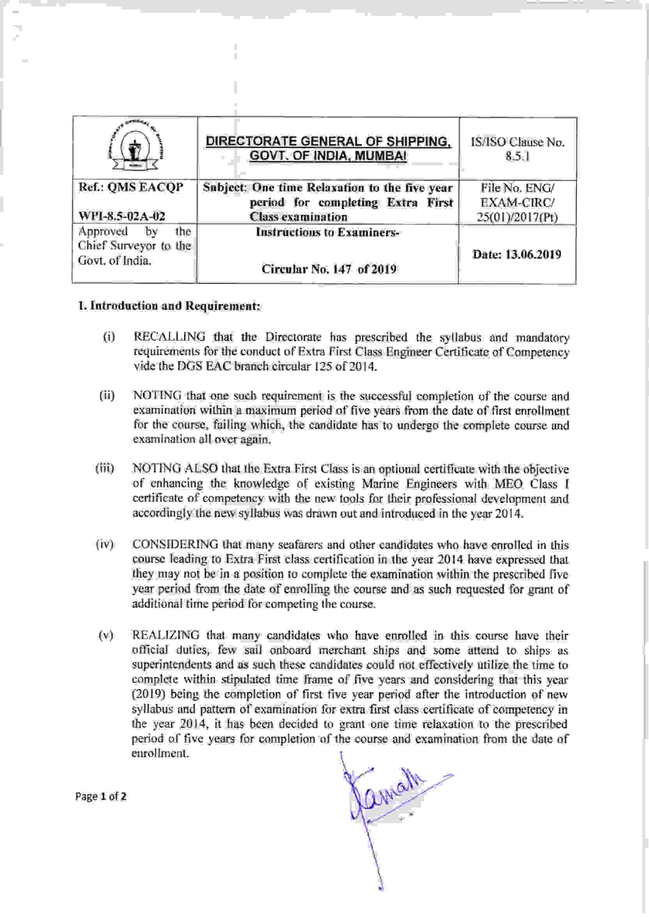| | **DIRECTORATE GENERAL OF SHIPPING, GOVT. OF INDIA, MUMBAI** | IS/ISO Clause No. 8.5.1 |
|---|---|---|
| Ref.: QMS EACQP<br><br>WPI-8.5-02A-02 | **Subject: One time Relaxation to the five year period for completing Extra First Class examination** | File No. ENG/ EXAM-CIRC/ 25(01)/2017(Pt) |
| Approved by the Chief Surveyor to the Govt. of India. | **Instructions to Examiners-**<br><br>**Circular No. 147 of 2019** | **Date: 13.06.2019** |

**1. Introduction and Requirement:**

(i) RECALLING that the Directorate has prescribed the syllabus and mandatory requirements for the conduct of Extra First Class Engineer Certificate of Competency vide the DGS EAC branch circular 125 of 2014.

(ii) NOTING that one such requirement is the successful completion of the course and examination within a maximum period of five years from the date of first enrollment for the course, failing which, the candidate has to undergo the complete course and examination all over again.

(iii) NOTING ALSO that the Extra First Class is an optional certificate with the objective of enhancing the knowledge of existing Marine Engineers with MEO Class I certificate of competency with the new tools for their professional development and accordingly the new syllabus was drawn out and introduced in the year 2014.

(iv) CONSIDERING that many seafarers and other candidates who have enrolled in this course leading to Extra First class certification in the year 2014 have expressed that they may not be in a position to complete the examination within the prescribed five year period from the date of enrolling the course and as such requested for grant of additional time period for competing the course.

(v) REALIZING that many candidates who have enrolled in this course have their official duties, few sail onboard merchant ships and some attend to ships as superintendents and as such these candidates could not effectively utilize the time to complete within stipulated time frame of five years and considering that this year (2019) being the completion of first five year period after the introduction of new syllabus and pattern of examination for extra first class certificate of competency in the year 2014, it has been decided to grant one time relaxation to the prescribed period of five years for completion of the course and examination from the date of enrollment.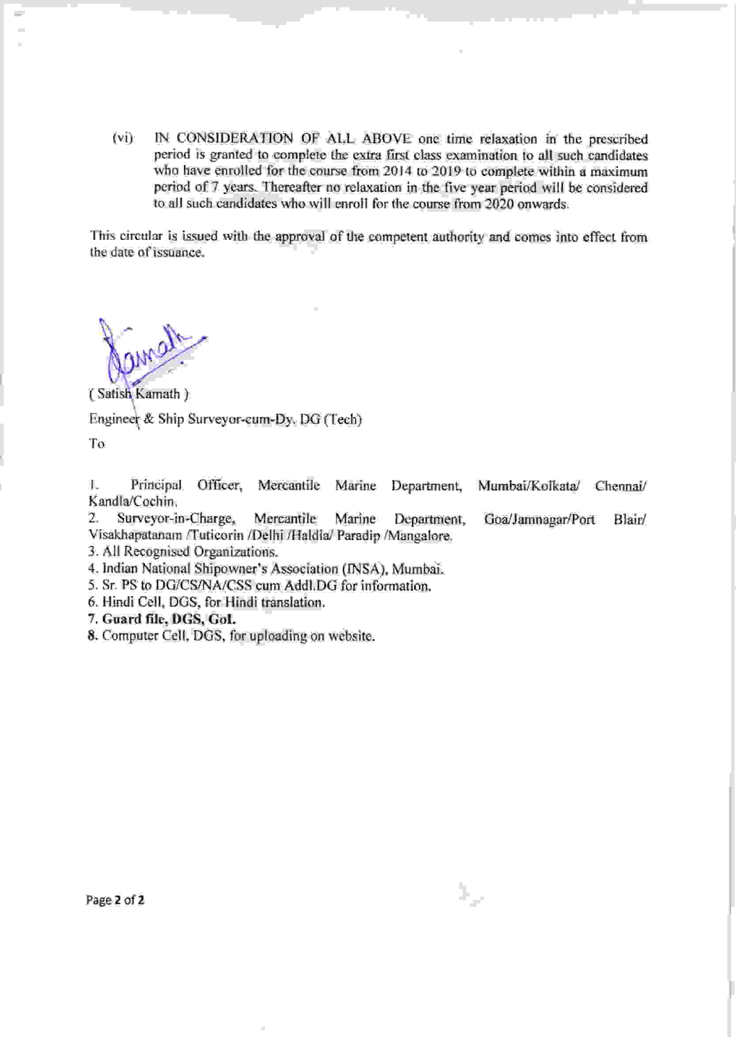(vi) IN CONSIDERATION OF ALL ABOVE one time relaxation in the prescribed period is granted to complete the extra first class examination to all such candidates who have enrolled for the course from 2014 to 2019 to complete within a maximum period of 7 years. Thereafter no relaxation in the five year period will be considered to all such candidates who will enroll for the course from 2020 onwards.

This circular is issued with the approval of the competent authority and comes into effect from the date of issuance.

( Satish Kamath )

Engineer & Ship Surveyor-cum-Dy. DG (Tech)

To

1. Principal Officer, Mercantile Marine Department, Mumbai/Kolkata/ Chennai/ Kandla/Cochin.
2. Surveyor-in-Charge, Mercantile Marine Department, Goa/Jamnagar/Port Blair/ Visakhapatanam /Tuticorin /Delhi /Haldia/ Paradip /Mangalore.
3. All Recognised Organizations.
4. Indian National Shipowner's Association (INSA), Mumbai.
5. Sr. PS to DG/CS/NA/CSS cum Addl.DG for information.
6. Hindi Cell, DGS, for Hindi translation.
7. **Guard file, DGS, GoI.**
8. Computer Cell, DGS, for uploading on website.